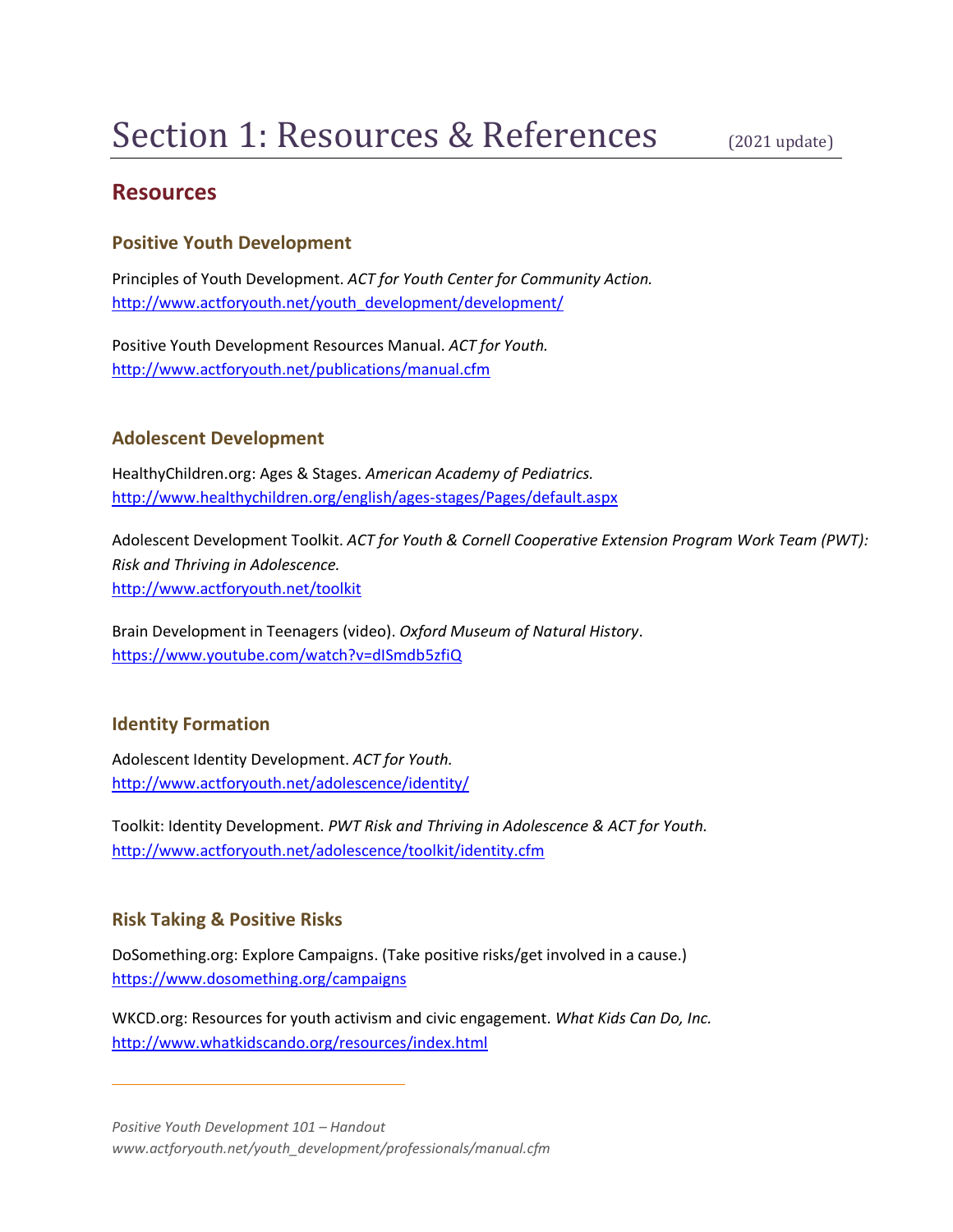# Section 1: Resources & References (2021 update)

## Resources

### Positive Youth Development

Principles of Youth Development. *ACT for Youth Center for Community Action.*
http://www.actforyouth.net/youth_development/development/

Positive Youth Development Resources Manual. *ACT for Youth.*
http://www.actforyouth.net/publications/manual.cfm

### Adolescent Development

HealthyChildren.org: Ages & Stages. *American Academy of Pediatrics.*
http://www.healthychildren.org/english/ages-stages/Pages/default.aspx

Adolescent Development Toolkit. *ACT for Youth & Cornell Cooperative Extension Program Work Team (PWT): Risk and Thriving in Adolescence.*
http://www.actforyouth.net/toolkit

Brain Development in Teenagers (video). *Oxford Museum of Natural History*.
https://www.youtube.com/watch?v=dISmdb5zfiQ

### Identity Formation

Adolescent Identity Development. *ACT for Youth.*
http://www.actforyouth.net/adolescence/identity/

Toolkit: Identity Development. *PWT Risk and Thriving in Adolescence & ACT for Youth.*
http://www.actforyouth.net/adolescence/toolkit/identity.cfm

### Risk Taking & Positive Risks

DoSomething.org: Explore Campaigns. (Take positive risks/get involved in a cause.)
https://www.dosomething.org/campaigns

WKCD.org: Resources for youth activism and civic engagement. *What Kids Can Do, Inc.*
http://www.whatkidscando.org/resources/index.html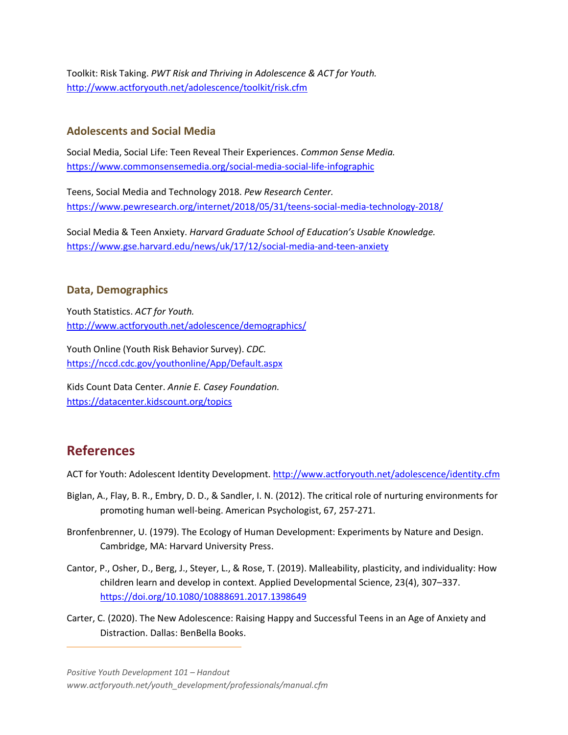Toolkit: Risk Taking. *PWT Risk and Thriving in Adolescence & ACT for Youth.*
http://www.actforyouth.net/adolescence/toolkit/risk.cfm

### Adolescents and Social Media

Social Media, Social Life: Teen Reveal Their Experiences. *Common Sense Media.*
https://www.commonsensemedia.org/social-media-social-life-infographic

Teens, Social Media and Technology 2018. *Pew Research Center.*
https://www.pewresearch.org/internet/2018/05/31/teens-social-media-technology-2018/

Social Media & Teen Anxiety. *Harvard Graduate School of Education's Usable Knowledge.*
https://www.gse.harvard.edu/news/uk/17/12/social-media-and-teen-anxiety

### Data, Demographics

Youth Statistics. *ACT for Youth.*
http://www.actforyouth.net/adolescence/demographics/

Youth Online (Youth Risk Behavior Survey). *CDC.*
https://nccd.cdc.gov/youthonline/App/Default.aspx

Kids Count Data Center. *Annie E. Casey Foundation.*
https://datacenter.kidscount.org/topics

## References

ACT for Youth: Adolescent Identity Development. http://www.actforyouth.net/adolescence/identity.cfm

Biglan, A., Flay, B. R., Embry, D. D., & Sandler, I. N. (2012). The critical role of nurturing environments for promoting human well-being. American Psychologist, 67, 257-271.

Bronfenbrenner, U. (1979). The Ecology of Human Development: Experiments by Nature and Design. Cambridge, MA: Harvard University Press.

Cantor, P., Osher, D., Berg, J., Steyer, L., & Rose, T. (2019). Malleability, plasticity, and individuality: How children learn and develop in context. Applied Developmental Science, 23(4), 307–337. https://doi.org/10.1080/10888691.2017.1398649

Carter, C. (2020). The New Adolescence: Raising Happy and Successful Teens in an Age of Anxiety and Distraction. Dallas: BenBella Books.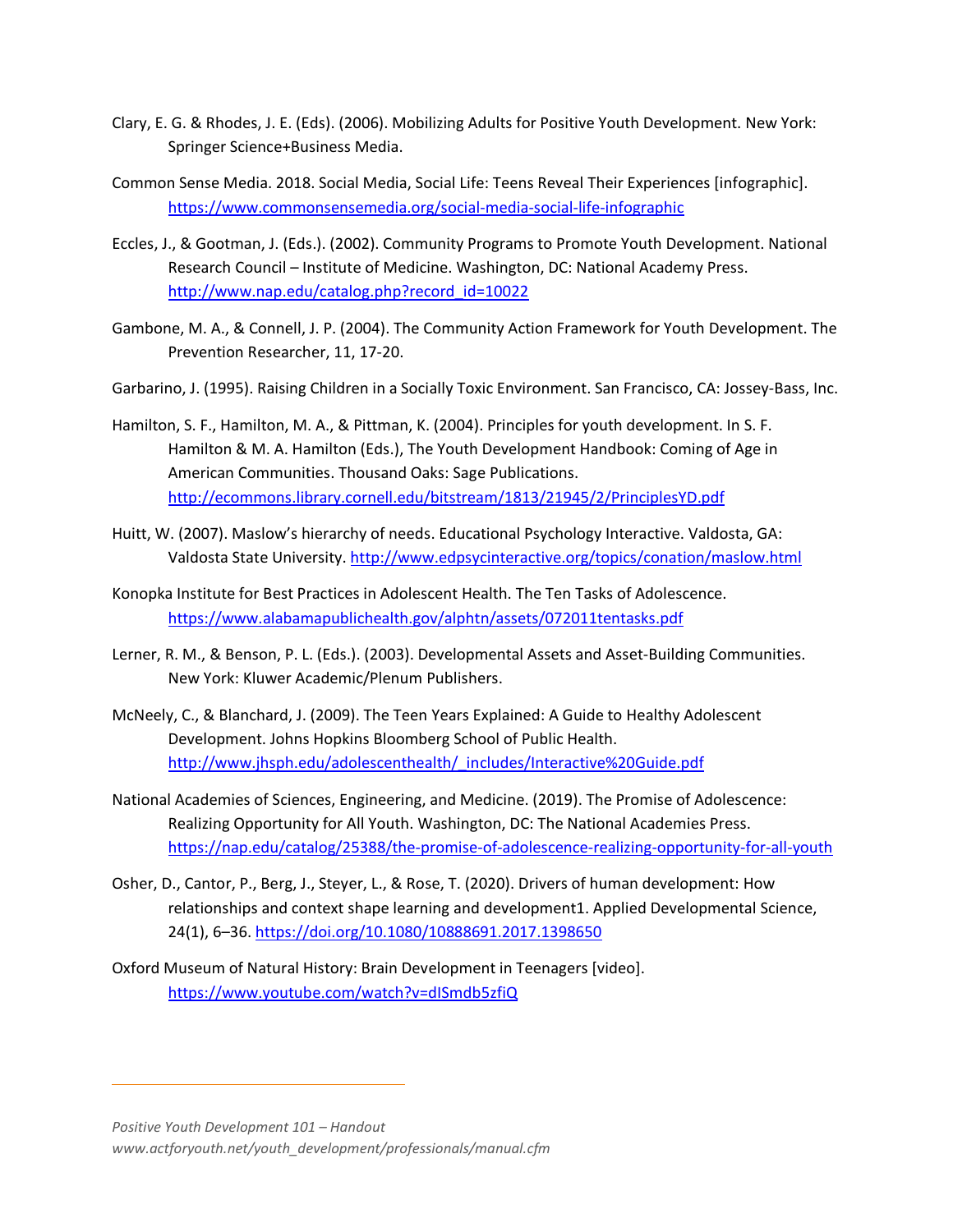Clary, E. G. & Rhodes, J. E. (Eds). (2006). Mobilizing Adults for Positive Youth Development. New York: Springer Science+Business Media.

Common Sense Media. 2018. Social Media, Social Life: Teens Reveal Their Experiences [infographic]. https://www.commonsensemedia.org/social-media-social-life-infographic

Eccles, J., & Gootman, J. (Eds.). (2002). Community Programs to Promote Youth Development. National Research Council – Institute of Medicine. Washington, DC: National Academy Press. http://www.nap.edu/catalog.php?record_id=10022

Gambone, M. A., & Connell, J. P. (2004). The Community Action Framework for Youth Development. The Prevention Researcher, 11, 17-20.

Garbarino, J. (1995). Raising Children in a Socially Toxic Environment. San Francisco, CA: Jossey-Bass, Inc.

Hamilton, S. F., Hamilton, M. A., & Pittman, K. (2004). Principles for youth development. In S. F. Hamilton & M. A. Hamilton (Eds.), The Youth Development Handbook: Coming of Age in American Communities. Thousand Oaks: Sage Publications. http://ecommons.library.cornell.edu/bitstream/1813/21945/2/PrinciplesYD.pdf

Huitt, W. (2007). Maslow's hierarchy of needs. Educational Psychology Interactive. Valdosta, GA: Valdosta State University. http://www.edpsycinteractive.org/topics/conation/maslow.html

Konopka Institute for Best Practices in Adolescent Health. The Ten Tasks of Adolescence. https://www.alabamapublichealth.gov/alphtn/assets/072011tentasks.pdf

Lerner, R. M., & Benson, P. L. (Eds.). (2003). Developmental Assets and Asset-Building Communities. New York: Kluwer Academic/Plenum Publishers.

McNeely, C., & Blanchard, J. (2009). The Teen Years Explained: A Guide to Healthy Adolescent Development. Johns Hopkins Bloomberg School of Public Health. http://www.jhsph.edu/adolescenthealth/_includes/Interactive%20Guide.pdf

National Academies of Sciences, Engineering, and Medicine. (2019). The Promise of Adolescence: Realizing Opportunity for All Youth. Washington, DC: The National Academies Press. https://nap.edu/catalog/25388/the-promise-of-adolescence-realizing-opportunity-for-all-youth

Osher, D., Cantor, P., Berg, J., Steyer, L., & Rose, T. (2020). Drivers of human development: How relationships and context shape learning and development1. Applied Developmental Science, 24(1), 6–36. https://doi.org/10.1080/10888691.2017.1398650

Oxford Museum of Natural History: Brain Development in Teenagers [video]. https://www.youtube.com/watch?v=dISmdb5zfiQ